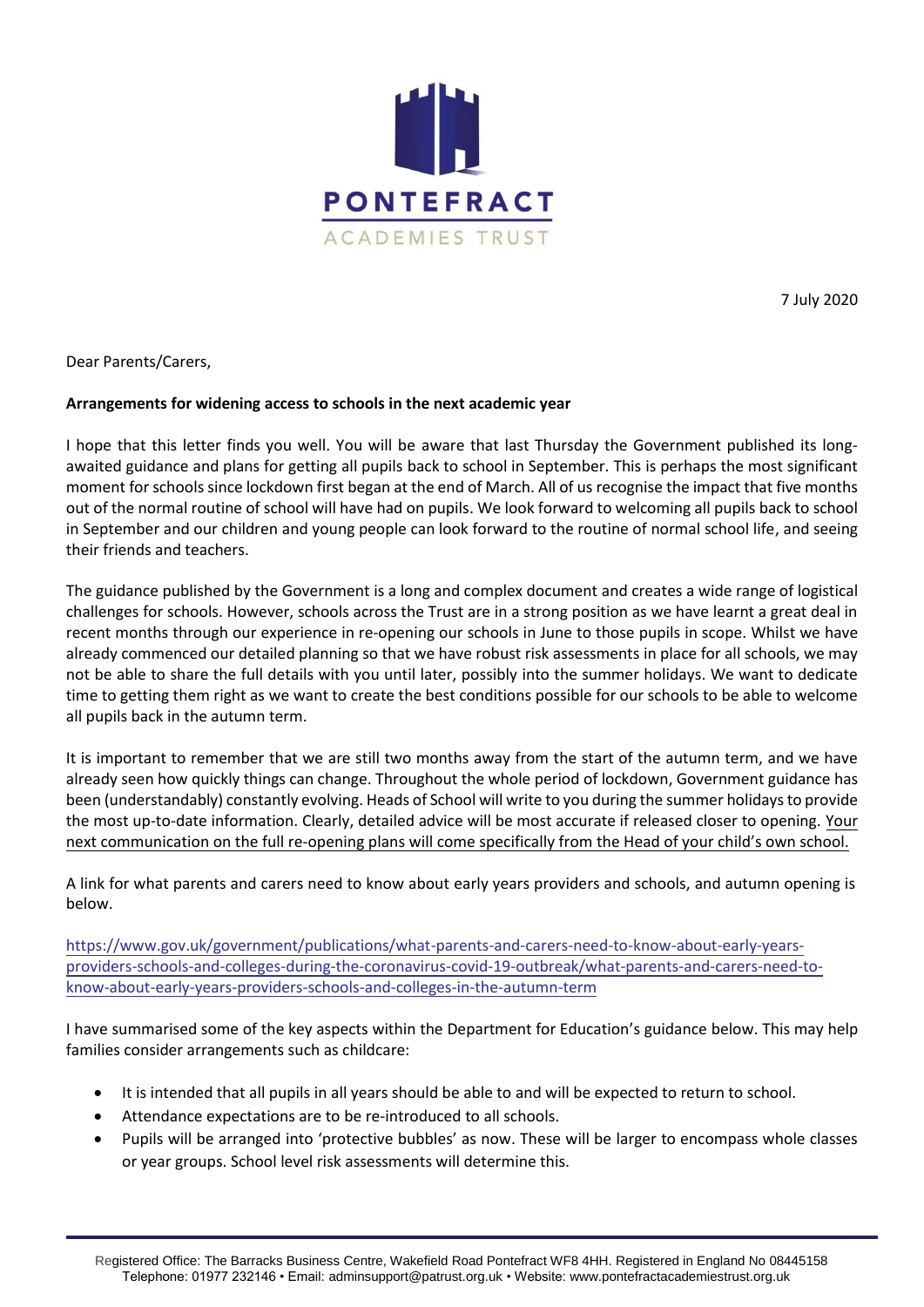PONTEFRACT
ACADEMIES TRUST

7 July 2020

Dear Parents/Carers,

**Arrangements for widening access to schools in the next academic year**

I hope that this letter finds you well. You will be aware that last Thursday the Government published its long-awaited guidance and plans for getting all pupils back to school in September. This is perhaps the most significant moment for schools since lockdown first began at the end of March. All of us recognise the impact that five months out of the normal routine of school will have had on pupils. We look forward to welcoming all pupils back to school in September and our children and young people can look forward to the routine of normal school life, and seeing their friends and teachers.

The guidance published by the Government is a long and complex document and creates a wide range of logistical challenges for schools. However, schools across the Trust are in a strong position as we have learnt a great deal in recent months through our experience in re-opening our schools in June to those pupils in scope. Whilst we have already commenced our detailed planning so that we have robust risk assessments in place for all schools, we may not be able to share the full details with you until later, possibly into the summer holidays. We want to dedicate time to getting them right as we want to create the best conditions possible for our schools to be able to welcome all pupils back in the autumn term.

It is important to remember that we are still two months away from the start of the autumn term, and we have already seen how quickly things can change. Throughout the whole period of lockdown, Government guidance has been (understandably) constantly evolving. Heads of School will write to you during the summer holidays to provide the most up-to-date information. Clearly, detailed advice will be most accurate if released closer to opening. Your next communication on the full re-opening plans will come specifically from the Head of your child's own school.

A link for what parents and carers need to know about early years providers and schools, and autumn opening is below.

https://www.gov.uk/government/publications/what-parents-and-carers-need-to-know-about-early-years-providers-schools-and-colleges-during-the-coronavirus-covid-19-outbreak/what-parents-and-carers-need-to-know-about-early-years-providers-schools-and-colleges-in-the-autumn-term

I have summarised some of the key aspects within the Department for Education's guidance below. This may help families consider arrangements such as childcare:

- It is intended that all pupils in all years should be able to and will be expected to return to school.
- Attendance expectations are to be re-introduced to all schools.
- Pupils will be arranged into 'protective bubbles' as now. These will be larger to encompass whole classes or year groups. School level risk assessments will determine this.

Registered Office: The Barracks Business Centre, Wakefield Road Pontefract WF8 4HH. Registered in England No 08445158
Telephone: 01977 232146 • Email: adminsupport@patrust.org.uk • Website: www.pontefractacademiestrust.org.uk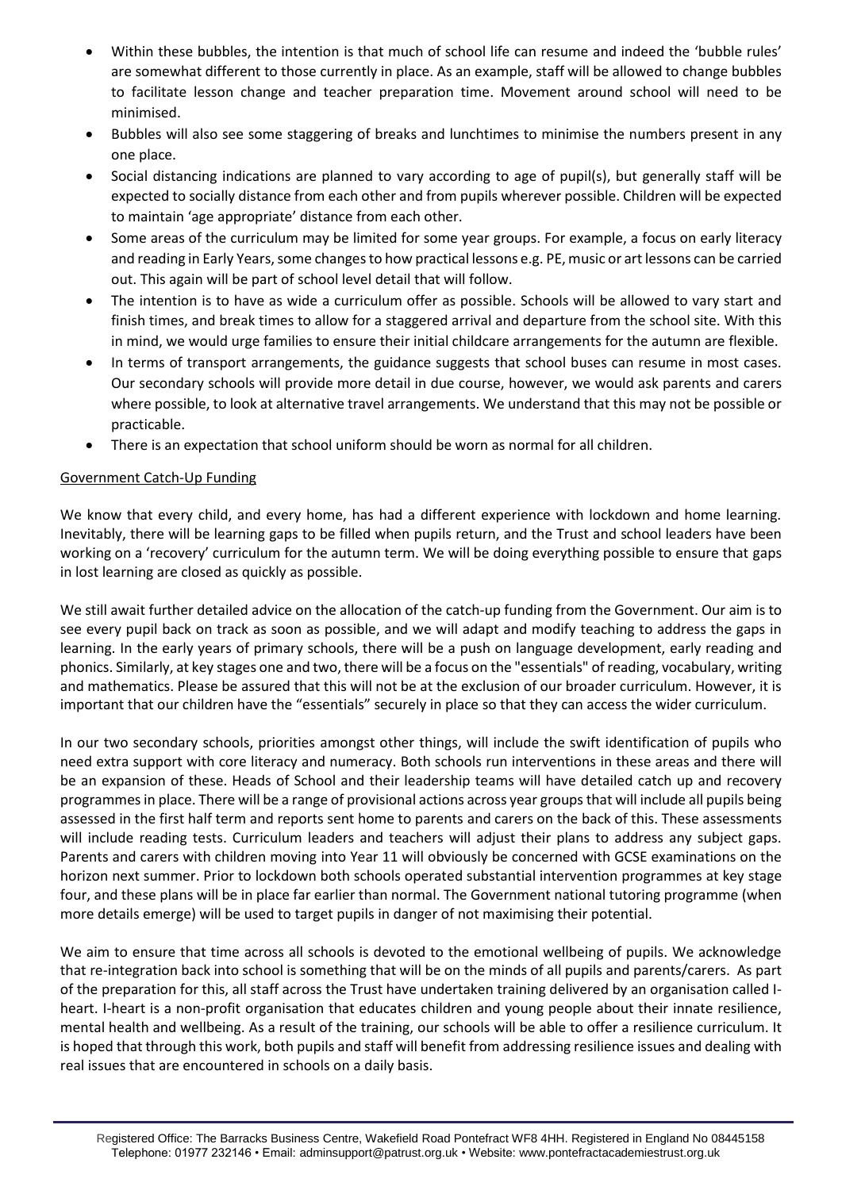- Within these bubbles, the intention is that much of school life can resume and indeed the 'bubble rules' are somewhat different to those currently in place. As an example, staff will be allowed to change bubbles to facilitate lesson change and teacher preparation time. Movement around school will need to be minimised.
- Bubbles will also see some staggering of breaks and lunchtimes to minimise the numbers present in any one place.
- Social distancing indications are planned to vary according to age of pupil(s), but generally staff will be expected to socially distance from each other and from pupils wherever possible. Children will be expected to maintain 'age appropriate' distance from each other.
- Some areas of the curriculum may be limited for some year groups. For example, a focus on early literacy and reading in Early Years, some changes to how practical lessons e.g. PE, music or art lessons can be carried out. This again will be part of school level detail that will follow.
- The intention is to have as wide a curriculum offer as possible. Schools will be allowed to vary start and finish times, and break times to allow for a staggered arrival and departure from the school site. With this in mind, we would urge families to ensure their initial childcare arrangements for the autumn are flexible.
- In terms of transport arrangements, the guidance suggests that school buses can resume in most cases. Our secondary schools will provide more detail in due course, however, we would ask parents and carers where possible, to look at alternative travel arrangements. We understand that this may not be possible or practicable.
- There is an expectation that school uniform should be worn as normal for all children.

## Government Catch-Up Funding

We know that every child, and every home, has had a different experience with lockdown and home learning. Inevitably, there will be learning gaps to be filled when pupils return, and the Trust and school leaders have been working on a 'recovery' curriculum for the autumn term. We will be doing everything possible to ensure that gaps in lost learning are closed as quickly as possible.

We still await further detailed advice on the allocation of the catch-up funding from the Government. Our aim is to see every pupil back on track as soon as possible, and we will adapt and modify teaching to address the gaps in learning. In the early years of primary schools, there will be a push on language development, early reading and phonics. Similarly, at key stages one and two, there will be a focus on the "essentials" of reading, vocabulary, writing and mathematics. Please be assured that this will not be at the exclusion of our broader curriculum. However, it is important that our children have the "essentials" securely in place so that they can access the wider curriculum.

In our two secondary schools, priorities amongst other things, will include the swift identification of pupils who need extra support with core literacy and numeracy. Both schools run interventions in these areas and there will be an expansion of these. Heads of School and their leadership teams will have detailed catch up and recovery programmes in place. There will be a range of provisional actions across year groups that will include all pupils being assessed in the first half term and reports sent home to parents and carers on the back of this. These assessments will include reading tests. Curriculum leaders and teachers will adjust their plans to address any subject gaps. Parents and carers with children moving into Year 11 will obviously be concerned with GCSE examinations on the horizon next summer. Prior to lockdown both schools operated substantial intervention programmes at key stage four, and these plans will be in place far earlier than normal. The Government national tutoring programme (when more details emerge) will be used to target pupils in danger of not maximising their potential.

We aim to ensure that time across all schools is devoted to the emotional wellbeing of pupils. We acknowledge that re-integration back into school is something that will be on the minds of all pupils and parents/carers. As part of the preparation for this, all staff across the Trust have undertaken training delivered by an organisation called I-heart. I-heart is a non-profit organisation that educates children and young people about their innate resilience, mental health and wellbeing. As a result of the training, our schools will be able to offer a resilience curriculum. It is hoped that through this work, both pupils and staff will benefit from addressing resilience issues and dealing with real issues that are encountered in schools on a daily basis.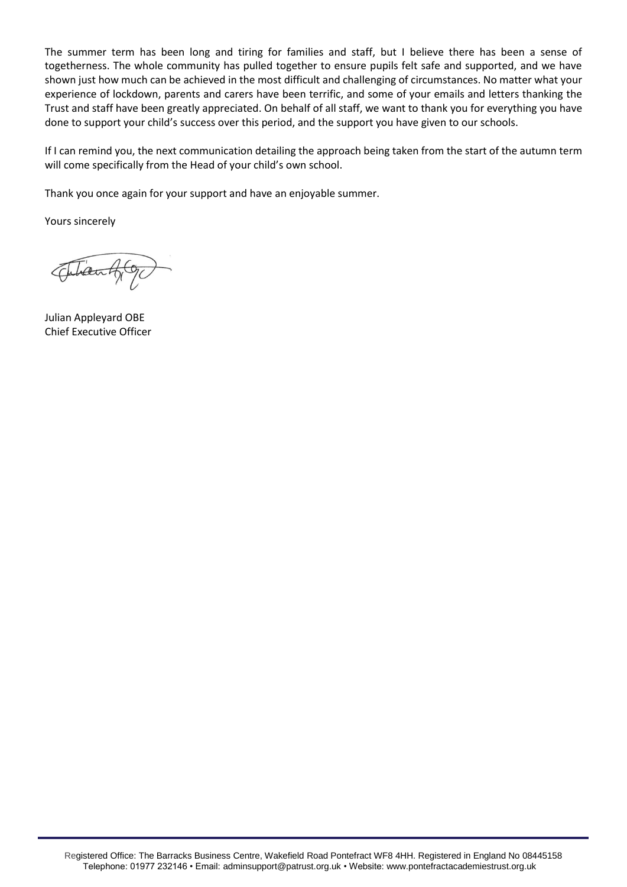The summer term has been long and tiring for families and staff, but I believe there has been a sense of togetherness. The whole community has pulled together to ensure pupils felt safe and supported, and we have shown just how much can be achieved in the most difficult and challenging of circumstances. No matter what your experience of lockdown, parents and carers have been terrific, and some of your emails and letters thanking the Trust and staff have been greatly appreciated. On behalf of all staff, we want to thank you for everything you have done to support your child's success over this period, and the support you have given to our schools.

If I can remind you, the next communication detailing the approach being taken from the start of the autumn term will come specifically from the Head of your child's own school.

Thank you once again for your support and have an enjoyable summer.

Yours sincerely

Julian Appleyard OBE
Chief Executive Officer

Registered Office: The Barracks Business Centre, Wakefield Road Pontefract WF8 4HH. Registered in England No 08445158
Telephone: 01977 232146 • Email: adminsupport@patrust.org.uk • Website: www.pontefractacademiestrust.org.uk